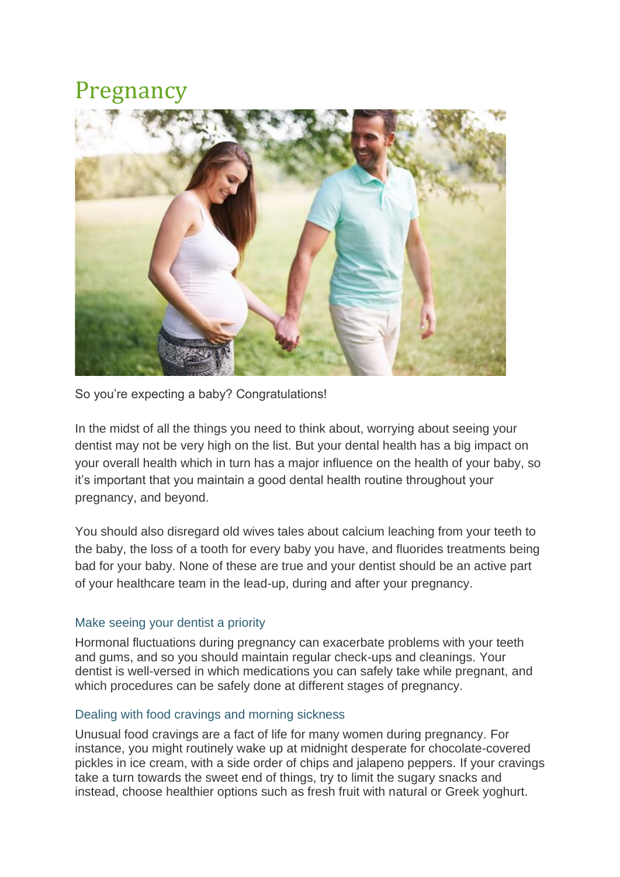# Pregnancy

So you're expecting a baby? Congratulations!

In the midst of all the things you need to think about, worrying about seeing your dentist may not be very high on the list. But your dental health has a big impact on your overall health which in turn has a major influence on the health of your baby, so it's important that you maintain a good dental health routine throughout your pregnancy, and beyond.

You should also disregard old wives tales about calcium leaching from your teeth to the baby, the loss of a tooth for every baby you have, and fluorides treatments being bad for your baby. None of these are true and your dentist should be an active part of your healthcare team in the lead-up, during and after your pregnancy.

## Make seeing your dentist a priority

Hormonal fluctuations during pregnancy can exacerbate problems with your teeth and gums, and so you should maintain regular check-ups and cleanings. Your dentist is well-versed in which medications you can safely take while pregnant, and which procedures can be safely done at different stages of pregnancy.

## Dealing with food cravings and morning sickness

Unusual food cravings are a fact of life for many women during pregnancy. For instance, you might routinely wake up at midnight desperate for chocolate-covered pickles in ice cream, with a side order of chips and jalapeno peppers. If your cravings take a turn towards the sweet end of things, try to limit the sugary snacks and instead, choose healthier options such as fresh fruit with natural or Greek yoghurt.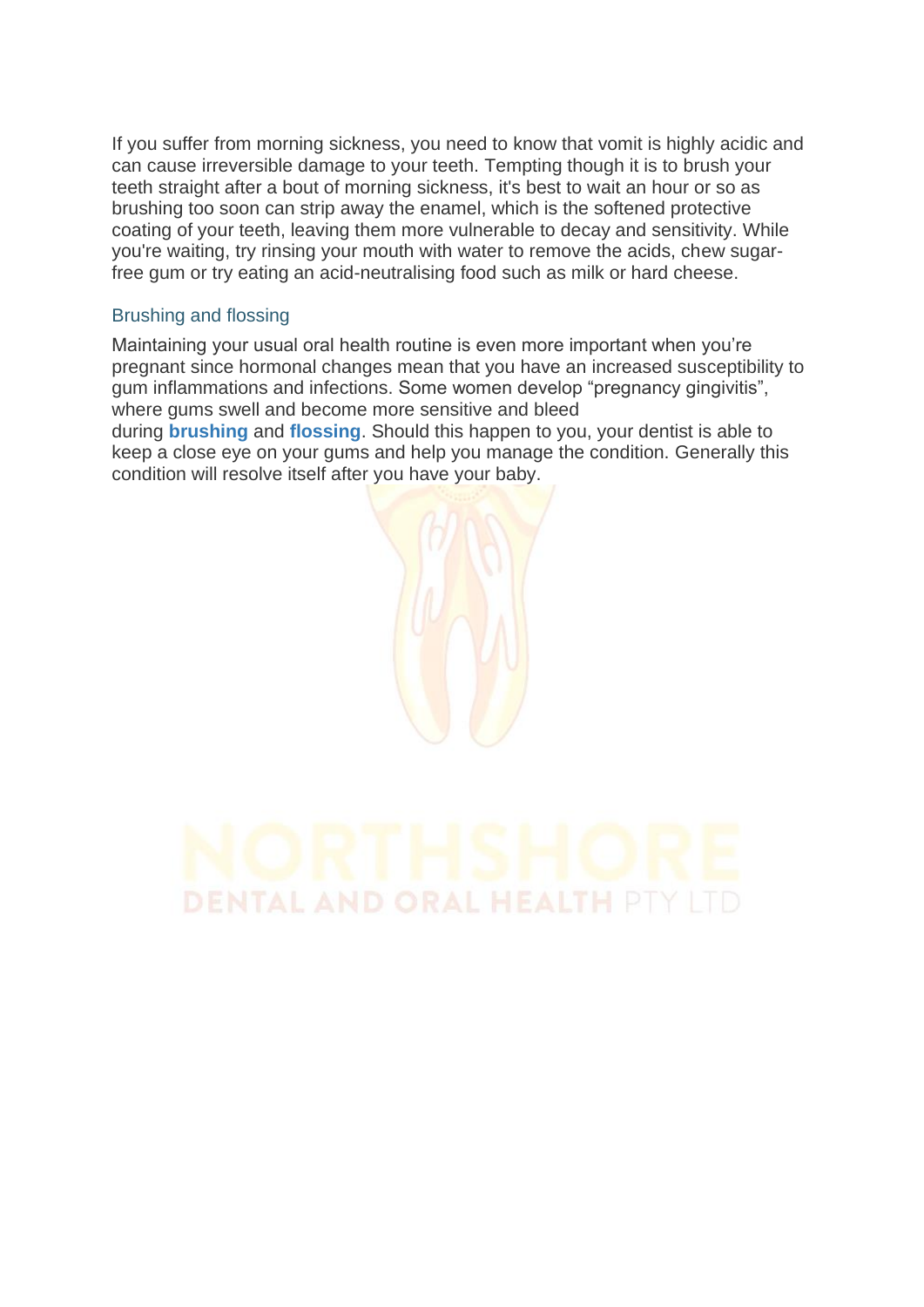If you suffer from morning sickness, you need to know that vomit is highly acidic and can cause irreversible damage to your teeth. Tempting though it is to brush your teeth straight after a bout of morning sickness, it's best to wait an hour or so as brushing too soon can strip away the enamel, which is the softened protective coating of your teeth, leaving them more vulnerable to decay and sensitivity. While you're waiting, try rinsing your mouth with water to remove the acids, chew sugar-free gum or try eating an acid-neutralising food such as milk or hard cheese.

## Brushing and flossing

Maintaining your usual oral health routine is even more important when you're pregnant since hormonal changes mean that you have an increased susceptibility to gum inflammations and infections. Some women develop "pregnancy gingivitis", where gums swell and become more sensitive and bleed during **brushing** and **flossing**. Should this happen to you, your dentist is able to keep a close eye on your gums and help you manage the condition. Generally this condition will resolve itself after you have your baby.